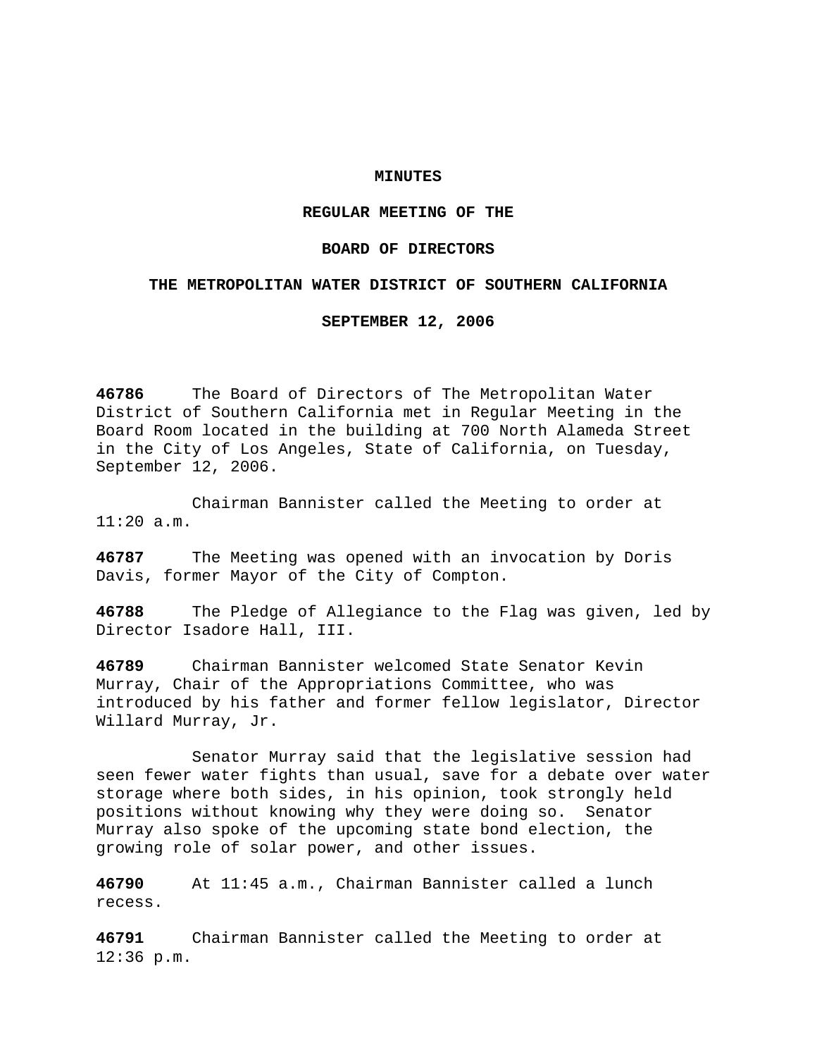# MINUTES

## REGULAR MEETING OF THE

## BOARD OF DIRECTORS

## THE METROPOLITAN WATER DISTRICT OF SOUTHERN CALIFORNIA

## SEPTEMBER 12, 2006

**46786** The Board of Directors of The Metropolitan Water District of Southern California met in Regular Meeting in the Board Room located in the building at 700 North Alameda Street in the City of Los Angeles, State of California, on Tuesday, September 12, 2006.

Chairman Bannister called the Meeting to order at 11:20 a.m.

**46787** The Meeting was opened with an invocation by Doris Davis, former Mayor of the City of Compton.

**46788** The Pledge of Allegiance to the Flag was given, led by Director Isadore Hall, III.

**46789** Chairman Bannister welcomed State Senator Kevin Murray, Chair of the Appropriations Committee, who was introduced by his father and former fellow legislator, Director Willard Murray, Jr.

Senator Murray said that the legislative session had seen fewer water fights than usual, save for a debate over water storage where both sides, in his opinion, took strongly held positions without knowing why they were doing so. Senator Murray also spoke of the upcoming state bond election, the growing role of solar power, and other issues.

**46790** At 11:45 a.m., Chairman Bannister called a lunch recess.

**46791** Chairman Bannister called the Meeting to order at 12:36 p.m.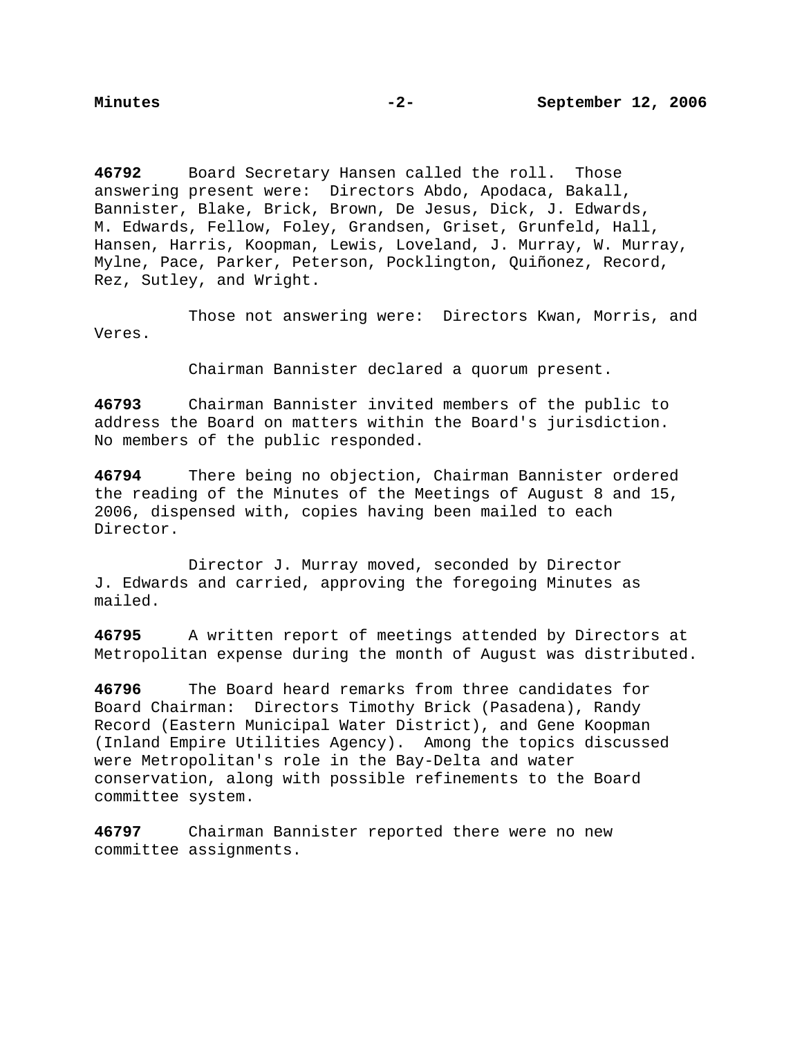**46792** Board Secretary Hansen called the roll. Those answering present were: Directors Abdo, Apodaca, Bakall, Bannister, Blake, Brick, Brown, De Jesus, Dick, J. Edwards, M. Edwards, Fellow, Foley, Grandsen, Griset, Grunfeld, Hall, Hansen, Harris, Koopman, Lewis, Loveland, J. Murray, W. Murray, Mylne, Pace, Parker, Peterson, Pocklington, Quiñonez, Record, Rez, Sutley, and Wright.

Those not answering were: Directors Kwan, Morris, and Veres.

Chairman Bannister declared a quorum present.

**46793** Chairman Bannister invited members of the public to address the Board on matters within the Board's jurisdiction. No members of the public responded.

**46794** There being no objection, Chairman Bannister ordered the reading of the Minutes of the Meetings of August 8 and 15, 2006, dispensed with, copies having been mailed to each Director.

Director J. Murray moved, seconded by Director J. Edwards and carried, approving the foregoing Minutes as mailed.

**46795** A written report of meetings attended by Directors at Metropolitan expense during the month of August was distributed.

**46796** The Board heard remarks from three candidates for Board Chairman: Directors Timothy Brick (Pasadena), Randy Record (Eastern Municipal Water District), and Gene Koopman (Inland Empire Utilities Agency). Among the topics discussed were Metropolitan's role in the Bay-Delta and water conservation, along with possible refinements to the Board committee system.

**46797** Chairman Bannister reported there were no new committee assignments.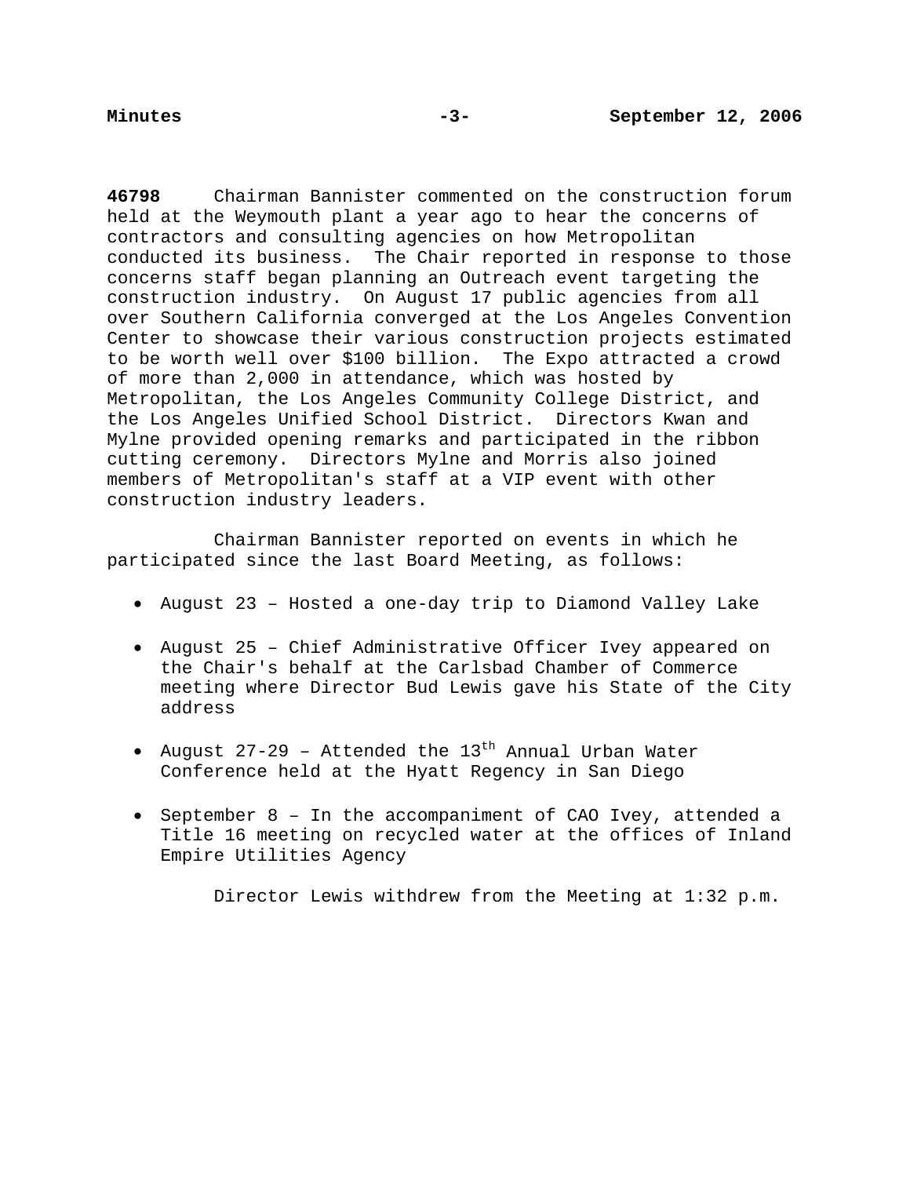**46798** Chairman Bannister commented on the construction forum held at the Weymouth plant a year ago to hear the concerns of contractors and consulting agencies on how Metropolitan conducted its business. The Chair reported in response to those concerns staff began planning an Outreach event targeting the construction industry. On August 17 public agencies from all over Southern California converged at the Los Angeles Convention Center to showcase their various construction projects estimated to be worth well over $100 billion. The Expo attracted a crowd of more than 2,000 in attendance, which was hosted by Metropolitan, the Los Angeles Community College District, and the Los Angeles Unified School District. Directors Kwan and Mylne provided opening remarks and participated in the ribbon cutting ceremony. Directors Mylne and Morris also joined members of Metropolitan's staff at a VIP event with other construction industry leaders.

Chairman Bannister reported on events in which he participated since the last Board Meeting, as follows:

- August 23 – Hosted a one-day trip to Diamond Valley Lake
- August 25 – Chief Administrative Officer Ivey appeared on the Chair's behalf at the Carlsbad Chamber of Commerce meeting where Director Bud Lewis gave his State of the City address
- August 27-29 – Attended the 13th Annual Urban Water Conference held at the Hyatt Regency in San Diego
- September 8 – In the accompaniment of CAO Ivey, attended a Title 16 meeting on recycled water at the offices of Inland Empire Utilities Agency

Director Lewis withdrew from the Meeting at 1:32 p.m.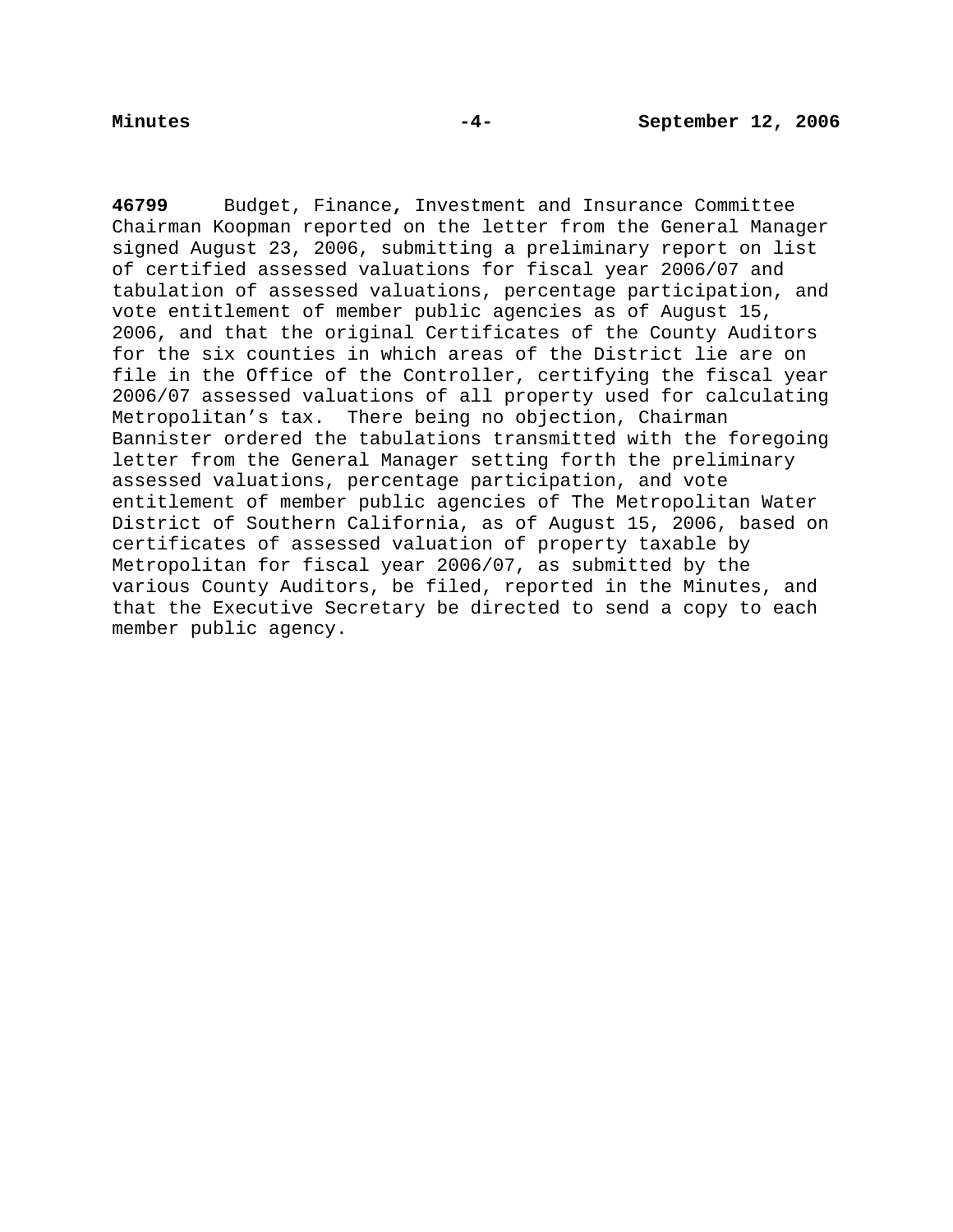**46799** Budget, Finance, Investment and Insurance Committee Chairman Koopman reported on the letter from the General Manager signed August 23, 2006, submitting a preliminary report on list of certified assessed valuations for fiscal year 2006/07 and tabulation of assessed valuations, percentage participation, and vote entitlement of member public agencies as of August 15, 2006, and that the original Certificates of the County Auditors for the six counties in which areas of the District lie are on file in the Office of the Controller, certifying the fiscal year 2006/07 assessed valuations of all property used for calculating Metropolitan's tax. There being no objection, Chairman Bannister ordered the tabulations transmitted with the foregoing letter from the General Manager setting forth the preliminary assessed valuations, percentage participation, and vote entitlement of member public agencies of The Metropolitan Water District of Southern California, as of August 15, 2006, based on certificates of assessed valuation of property taxable by Metropolitan for fiscal year 2006/07, as submitted by the various County Auditors, be filed, reported in the Minutes, and that the Executive Secretary be directed to send a copy to each member public agency.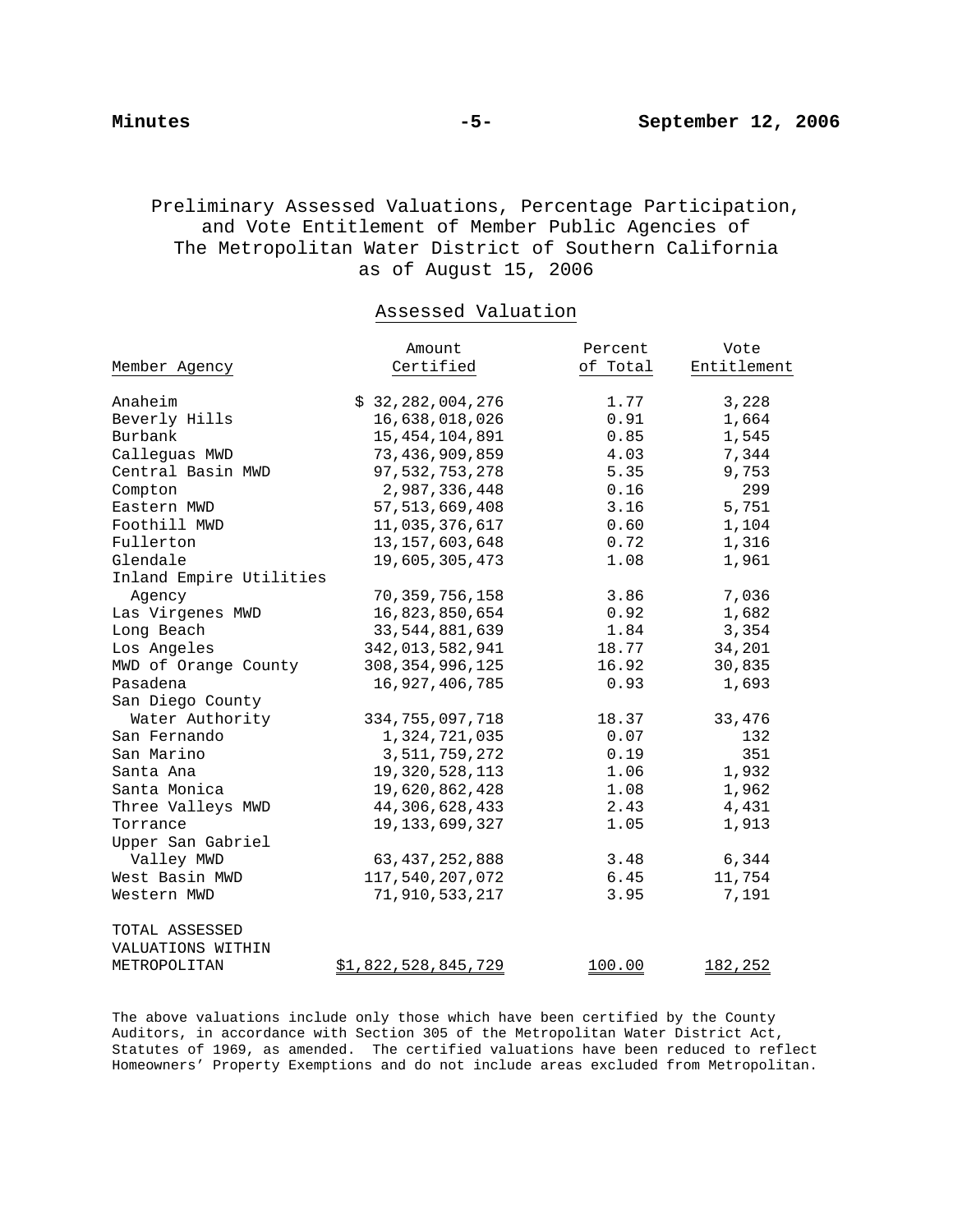Preliminary Assessed Valuations, Percentage Participation, and Vote Entitlement of Member Public Agencies of The Metropolitan Water District of Southern California as of August 15, 2006

| | Assessed Valuation | | |
|---|---|---|---|
| Member Agency | Amount Certified | Percent of Total | Vote Entitlement |
| Anaheim | $ 32,282,004,276 | 1.77 | 3,228 |
| Beverly Hills | 16,638,018,026 | 0.91 | 1,664 |
| Burbank | 15,454,104,891 | 0.85 | 1,545 |
| Calleguas MWD | 73,436,909,859 | 4.03 | 7,344 |
| Central Basin MWD | 97,532,753,278 | 5.35 | 9,753 |
| Compton | 2,987,336,448 | 0.16 | 299 |
| Eastern MWD | 57,513,669,408 | 3.16 | 5,751 |
| Foothill MWD | 11,035,376,617 | 0.60 | 1,104 |
| Fullerton | 13,157,603,648 | 0.72 | 1,316 |
| Glendale | 19,605,305,473 | 1.08 | 1,961 |
| Inland Empire Utilities Agency | 70,359,756,158 | 3.86 | 7,036 |
| Las Virgenes MWD | 16,823,850,654 | 0.92 | 1,682 |
| Long Beach | 33,544,881,639 | 1.84 | 3,354 |
| Los Angeles | 342,013,582,941 | 18.77 | 34,201 |
| MWD of Orange County | 308,354,996,125 | 16.92 | 30,835 |
| Pasadena | 16,927,406,785 | 0.93 | 1,693 |
| San Diego County Water Authority | 334,755,097,718 | 18.37 | 33,476 |
| San Fernando | 1,324,721,035 | 0.07 | 132 |
| San Marino | 3,511,759,272 | 0.19 | 351 |
| Santa Ana | 19,320,528,113 | 1.06 | 1,932 |
| Santa Monica | 19,620,862,428 | 1.08 | 1,962 |
| Three Valleys MWD | 44,306,628,433 | 2.43 | 4,431 |
| Torrance | 19,133,699,327 | 1.05 | 1,913 |
| Upper San Gabriel Valley MWD | 63,437,252,888 | 3.48 | 6,344 |
| West Basin MWD | 117,540,207,072 | 6.45 | 11,754 |
| Western MWD | 71,910,533,217 | 3.95 | 7,191 |
| TOTAL ASSESSED VALUATIONS WITHIN METROPOLITAN | $1,822,528,845,729 | 100.00 | 182,252 |

The above valuations include only those which have been certified by the County Auditors, in accordance with Section 305 of the Metropolitan Water District Act, Statutes of 1969, as amended. The certified valuations have been reduced to reflect Homeowners' Property Exemptions and do not include areas excluded from Metropolitan.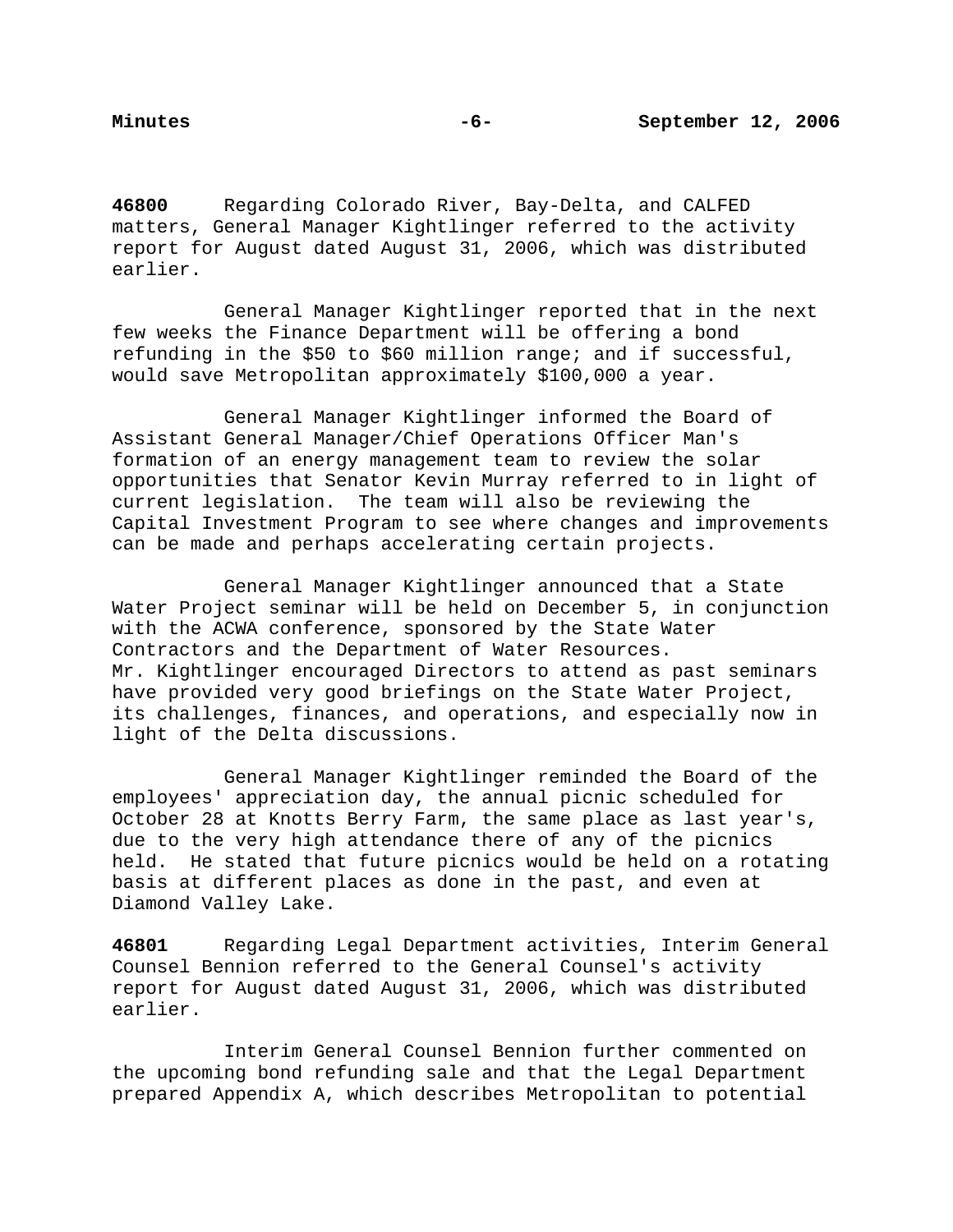**46800** Regarding Colorado River, Bay-Delta, and CALFED matters, General Manager Kightlinger referred to the activity report for August dated August 31, 2006, which was distributed earlier.

General Manager Kightlinger reported that in the next few weeks the Finance Department will be offering a bond refunding in the $50 to $60 million range; and if successful, would save Metropolitan approximately $100,000 a year.

General Manager Kightlinger informed the Board of Assistant General Manager/Chief Operations Officer Man's formation of an energy management team to review the solar opportunities that Senator Kevin Murray referred to in light of current legislation. The team will also be reviewing the Capital Investment Program to see where changes and improvements can be made and perhaps accelerating certain projects.

General Manager Kightlinger announced that a State Water Project seminar will be held on December 5, in conjunction with the ACWA conference, sponsored by the State Water Contractors and the Department of Water Resources. Mr. Kightlinger encouraged Directors to attend as past seminars have provided very good briefings on the State Water Project, its challenges, finances, and operations, and especially now in light of the Delta discussions.

General Manager Kightlinger reminded the Board of the employees' appreciation day, the annual picnic scheduled for October 28 at Knotts Berry Farm, the same place as last year's, due to the very high attendance there of any of the picnics held. He stated that future picnics would be held on a rotating basis at different places as done in the past, and even at Diamond Valley Lake.

**46801** Regarding Legal Department activities, Interim General Counsel Bennion referred to the General Counsel's activity report for August dated August 31, 2006, which was distributed earlier.

Interim General Counsel Bennion further commented on the upcoming bond refunding sale and that the Legal Department prepared Appendix A, which describes Metropolitan to potential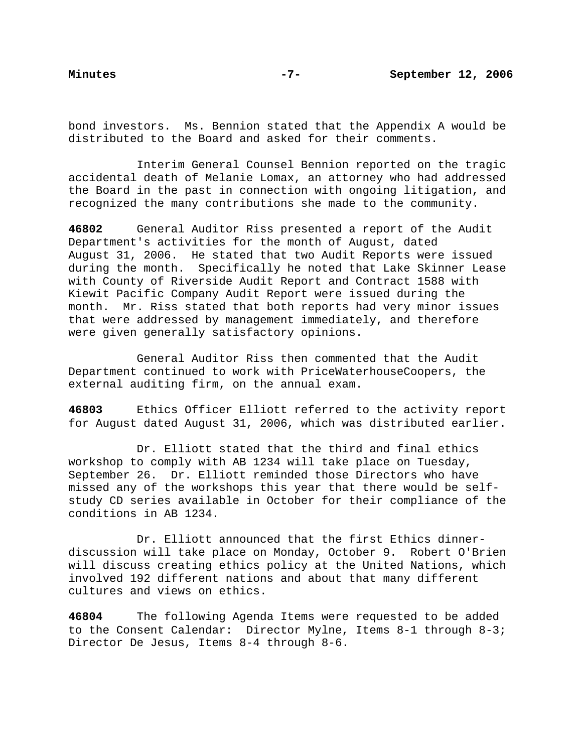bond investors. Ms. Bennion stated that the Appendix A would be distributed to the Board and asked for their comments.

Interim General Counsel Bennion reported on the tragic accidental death of Melanie Lomax, an attorney who had addressed the Board in the past in connection with ongoing litigation, and recognized the many contributions she made to the community.

**46802** General Auditor Riss presented a report of the Audit Department's activities for the month of August, dated August 31, 2006. He stated that two Audit Reports were issued during the month. Specifically he noted that Lake Skinner Lease with County of Riverside Audit Report and Contract 1588 with Kiewit Pacific Company Audit Report were issued during the month. Mr. Riss stated that both reports had very minor issues that were addressed by management immediately, and therefore were given generally satisfactory opinions.

General Auditor Riss then commented that the Audit Department continued to work with PriceWaterhouseCoopers, the external auditing firm, on the annual exam.

**46803** Ethics Officer Elliott referred to the activity report for August dated August 31, 2006, which was distributed earlier.

Dr. Elliott stated that the third and final ethics workshop to comply with AB 1234 will take place on Tuesday, September 26. Dr. Elliott reminded those Directors who have missed any of the workshops this year that there would be self-study CD series available in October for their compliance of the conditions in AB 1234.

Dr. Elliott announced that the first Ethics dinner-discussion will take place on Monday, October 9. Robert O'Brien will discuss creating ethics policy at the United Nations, which involved 192 different nations and about that many different cultures and views on ethics.

**46804** The following Agenda Items were requested to be added to the Consent Calendar: Director Mylne, Items 8-1 through 8-3; Director De Jesus, Items 8-4 through 8-6.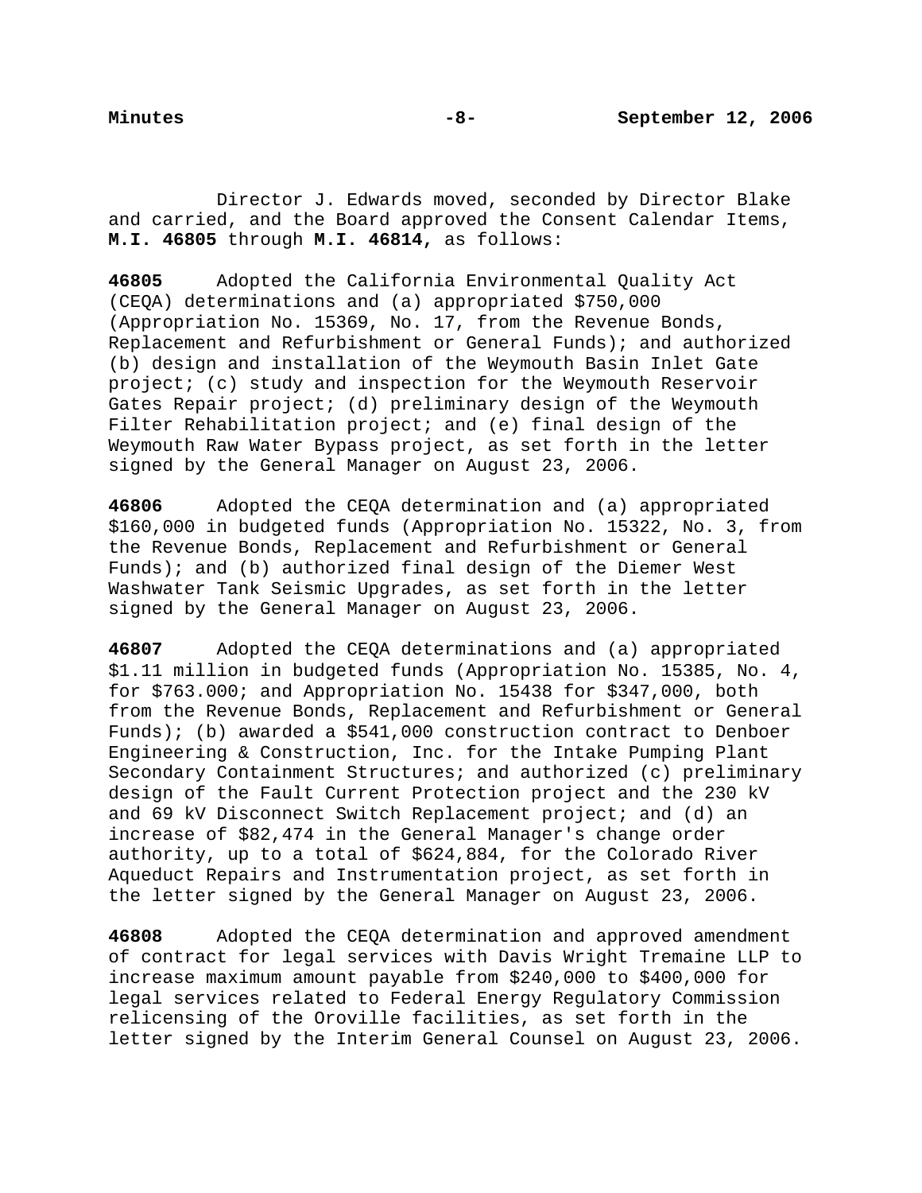Director J. Edwards moved, seconded by Director Blake and carried, and the Board approved the Consent Calendar Items, **M.I. 46805** through **M.I. 46814,** as follows:

**46805** Adopted the California Environmental Quality Act (CEQA) determinations and (a) appropriated $750,000 (Appropriation No. 15369, No. 17, from the Revenue Bonds, Replacement and Refurbishment or General Funds); and authorized (b) design and installation of the Weymouth Basin Inlet Gate project; (c) study and inspection for the Weymouth Reservoir Gates Repair project; (d) preliminary design of the Weymouth Filter Rehabilitation project; and (e) final design of the Weymouth Raw Water Bypass project, as set forth in the letter signed by the General Manager on August 23, 2006.

**46806** Adopted the CEQA determination and (a) appropriated $160,000 in budgeted funds (Appropriation No. 15322, No. 3, from the Revenue Bonds, Replacement and Refurbishment or General Funds); and (b) authorized final design of the Diemer West Washwater Tank Seismic Upgrades, as set forth in the letter signed by the General Manager on August 23, 2006.

**46807** Adopted the CEQA determinations and (a) appropriated $1.11 million in budgeted funds (Appropriation No. 15385, No. 4, for $763.000; and Appropriation No. 15438 for $347,000, both from the Revenue Bonds, Replacement and Refurbishment or General Funds); (b) awarded a $541,000 construction contract to Denboer Engineering & Construction, Inc. for the Intake Pumping Plant Secondary Containment Structures; and authorized (c) preliminary design of the Fault Current Protection project and the 230 kV and 69 kV Disconnect Switch Replacement project; and (d) an increase of $82,474 in the General Manager's change order authority, up to a total of $624,884, for the Colorado River Aqueduct Repairs and Instrumentation project, as set forth in the letter signed by the General Manager on August 23, 2006.

**46808** Adopted the CEQA determination and approved amendment of contract for legal services with Davis Wright Tremaine LLP to increase maximum amount payable from $240,000 to $400,000 for legal services related to Federal Energy Regulatory Commission relicensing of the Oroville facilities, as set forth in the letter signed by the Interim General Counsel on August 23, 2006.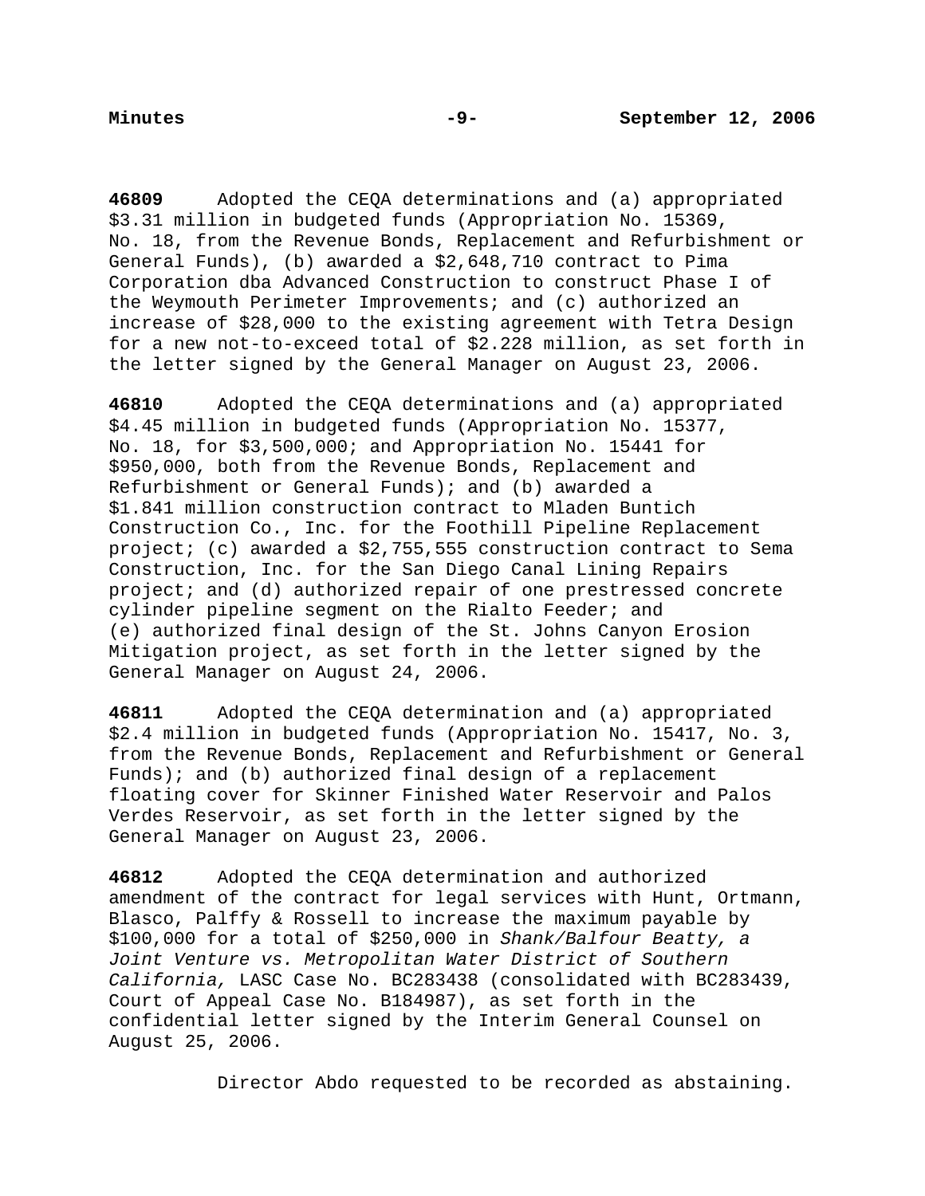**46809** Adopted the CEQA determinations and (a) appropriated $3.31 million in budgeted funds (Appropriation No. 15369, No. 18, from the Revenue Bonds, Replacement and Refurbishment or General Funds), (b) awarded a $2,648,710 contract to Pima Corporation dba Advanced Construction to construct Phase I of the Weymouth Perimeter Improvements; and (c) authorized an increase of $28,000 to the existing agreement with Tetra Design for a new not-to-exceed total of $2.228 million, as set forth in the letter signed by the General Manager on August 23, 2006.

**46810** Adopted the CEQA determinations and (a) appropriated $4.45 million in budgeted funds (Appropriation No. 15377, No. 18, for $3,500,000; and Appropriation No. 15441 for $950,000, both from the Revenue Bonds, Replacement and Refurbishment or General Funds); and (b) awarded a $1.841 million construction contract to Mladen Buntich Construction Co., Inc. for the Foothill Pipeline Replacement project; (c) awarded a $2,755,555 construction contract to Sema Construction, Inc. for the San Diego Canal Lining Repairs project; and (d) authorized repair of one prestressed concrete cylinder pipeline segment on the Rialto Feeder; and (e) authorized final design of the St. Johns Canyon Erosion Mitigation project, as set forth in the letter signed by the General Manager on August 24, 2006.

**46811** Adopted the CEQA determination and (a) appropriated $2.4 million in budgeted funds (Appropriation No. 15417, No. 3, from the Revenue Bonds, Replacement and Refurbishment or General Funds); and (b) authorized final design of a replacement floating cover for Skinner Finished Water Reservoir and Palos Verdes Reservoir, as set forth in the letter signed by the General Manager on August 23, 2006.

**46812** Adopted the CEQA determination and authorized amendment of the contract for legal services with Hunt, Ortmann, Blasco, Palffy & Rossell to increase the maximum payable by $100,000 for a total of $250,000 in *Shank/Balfour Beatty, a Joint Venture vs. Metropolitan Water District of Southern California,* LASC Case No. BC283438 (consolidated with BC283439, Court of Appeal Case No. B184987), as set forth in the confidential letter signed by the Interim General Counsel on August 25, 2006.

Director Abdo requested to be recorded as abstaining.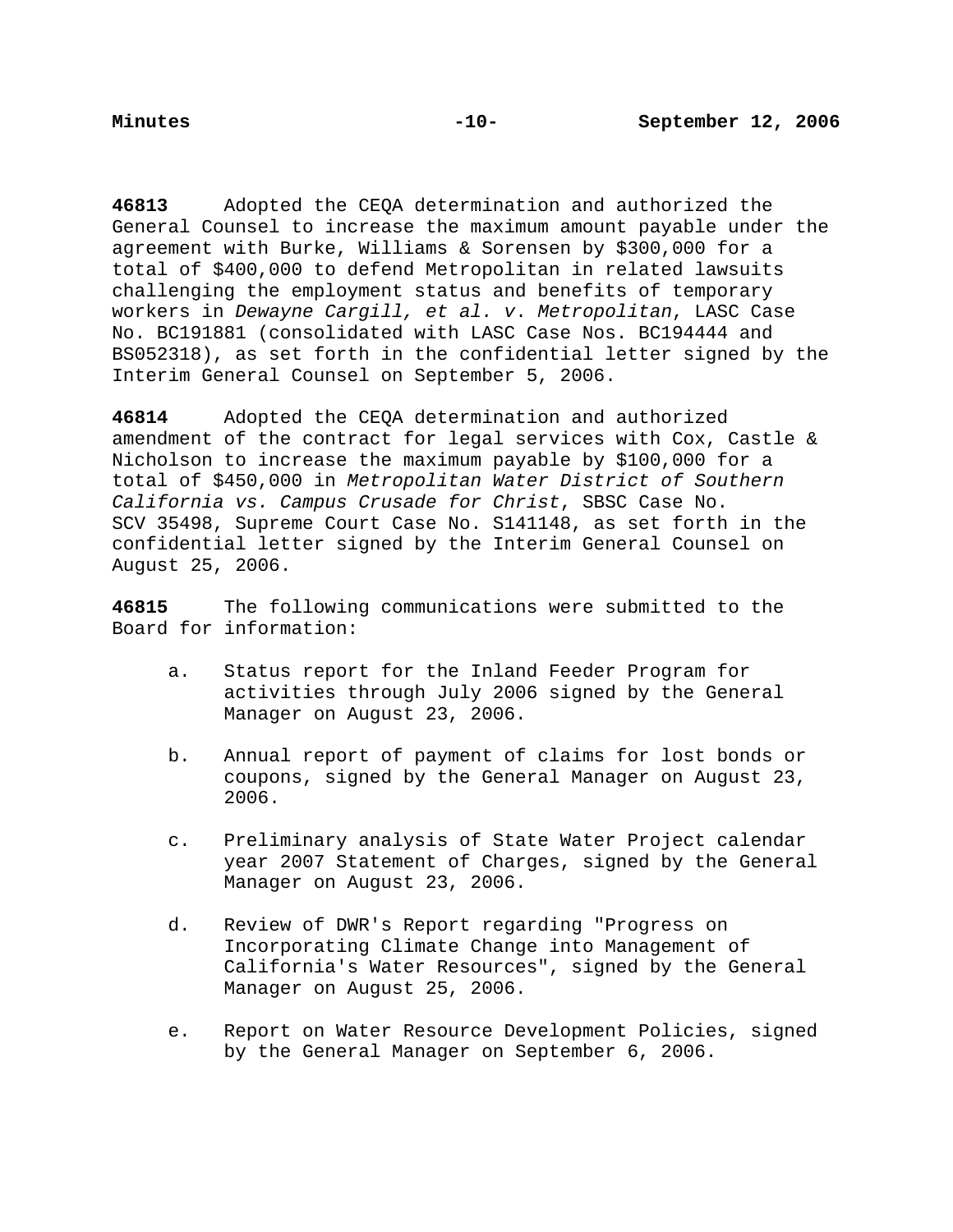**46813** Adopted the CEQA determination and authorized the General Counsel to increase the maximum amount payable under the agreement with Burke, Williams & Sorensen by $300,000 for a total of $400,000 to defend Metropolitan in related lawsuits challenging the employment status and benefits of temporary workers in *Dewayne Cargill, et al. v. Metropolitan*, LASC Case No. BC191881 (consolidated with LASC Case Nos. BC194444 and BS052318), as set forth in the confidential letter signed by the Interim General Counsel on September 5, 2006.

**46814** Adopted the CEQA determination and authorized amendment of the contract for legal services with Cox, Castle & Nicholson to increase the maximum payable by $100,000 for a total of $450,000 in *Metropolitan Water District of Southern California vs. Campus Crusade for Christ*, SBSC Case No. SCV 35498, Supreme Court Case No. S141148, as set forth in the confidential letter signed by the Interim General Counsel on August 25, 2006.

**46815** The following communications were submitted to the Board for information:

a. Status report for the Inland Feeder Program for activities through July 2006 signed by the General Manager on August 23, 2006.

b. Annual report of payment of claims for lost bonds or coupons, signed by the General Manager on August 23, 2006.

c. Preliminary analysis of State Water Project calendar year 2007 Statement of Charges, signed by the General Manager on August 23, 2006.

d. Review of DWR's Report regarding "Progress on Incorporating Climate Change into Management of California's Water Resources", signed by the General Manager on August 25, 2006.

e. Report on Water Resource Development Policies, signed by the General Manager on September 6, 2006.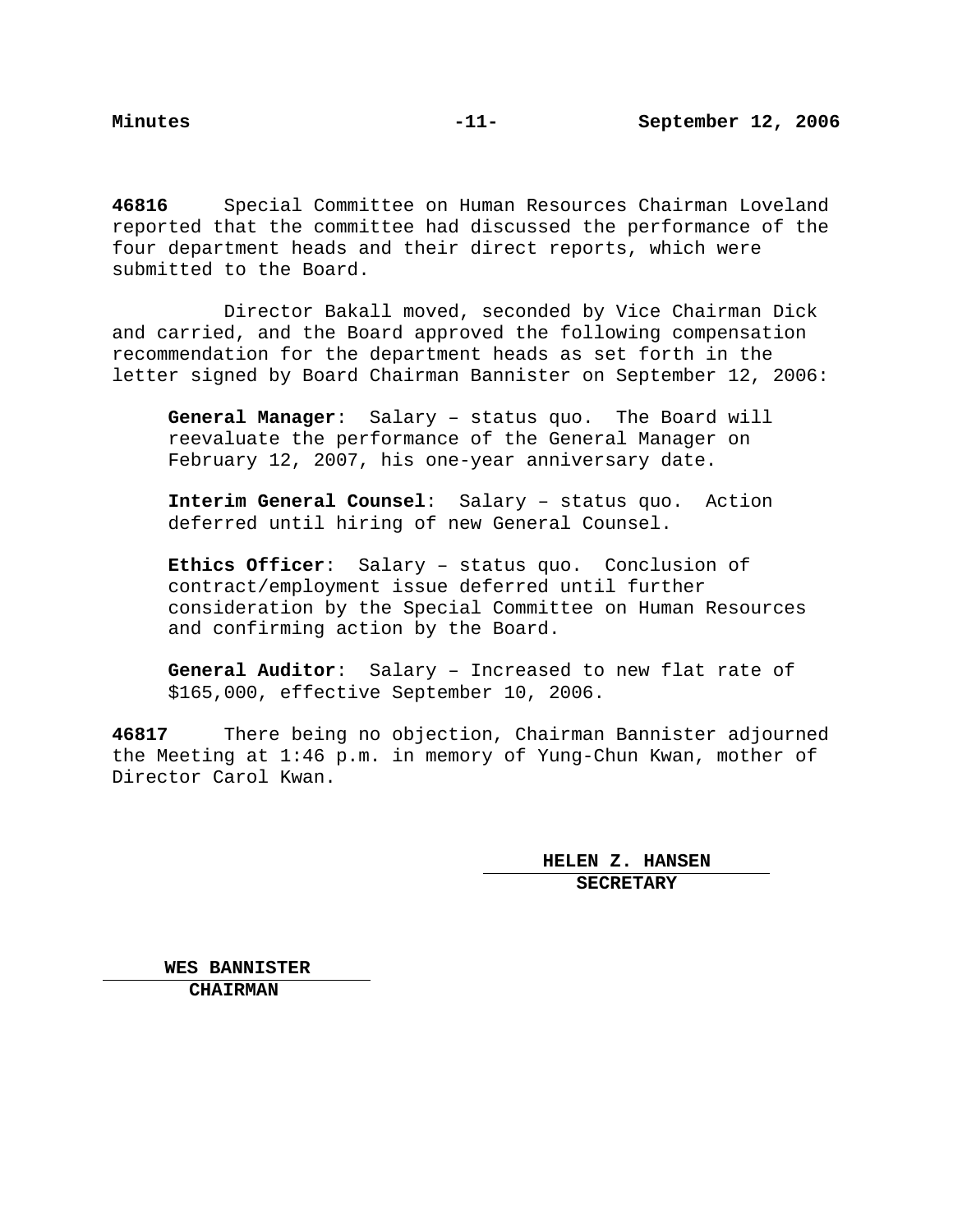**46816** Special Committee on Human Resources Chairman Loveland reported that the committee had discussed the performance of the four department heads and their direct reports, which were submitted to the Board.

Director Bakall moved, seconded by Vice Chairman Dick and carried, and the Board approved the following compensation recommendation for the department heads as set forth in the letter signed by Board Chairman Bannister on September 12, 2006:

> **General Manager**: Salary – status quo. The Board will reevaluate the performance of the General Manager on February 12, 2007, his one-year anniversary date.
>
> **Interim General Counsel**: Salary – status quo. Action deferred until hiring of new General Counsel.
>
> **Ethics Officer**: Salary – status quo. Conclusion of contract/employment issue deferred until further consideration by the Special Committee on Human Resources and confirming action by the Board.
>
> **General Auditor**: Salary – Increased to new flat rate of $165,000, effective September 10, 2006.

**46817** There being no objection, Chairman Bannister adjourned the Meeting at 1:46 p.m. in memory of Yung-Chun Kwan, mother of Director Carol Kwan.

**HELEN Z. HANSEN**
**SECRETARY**

**WES BANNISTER**
**CHAIRMAN**